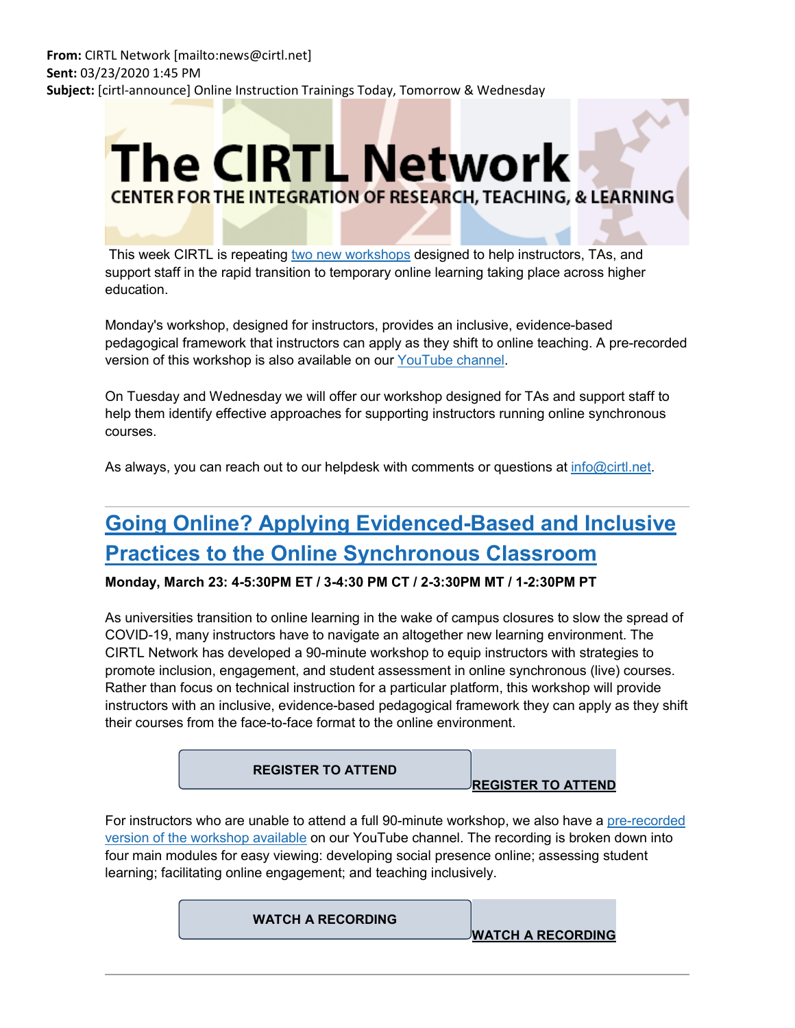**From:** CIRTL Network [mailto:news@cirtl.net]
**Sent:** 03/23/2020 1:45 PM
**Subject:** [cirtl-announce] Online Instruction Trainings Today, Tomorrow & Wednesday

# The CIRTL Network

CENTER FOR THE INTEGRATION OF RESEARCH, TEACHING, & LEARNING

This week CIRTL is repeating two new workshops designed to help instructors, TAs, and support staff in the rapid transition to temporary online learning taking place across higher education.

Monday's workshop, designed for instructors, provides an inclusive, evidence-based pedagogical framework that instructors can apply as they shift to online teaching. A pre-recorded version of this workshop is also available on our YouTube channel.

On Tuesday and Wednesday we will offer our workshop designed for TAs and support staff to help them identify effective approaches for supporting instructors running online synchronous courses.

As always, you can reach out to our helpdesk with comments or questions at info@cirtl.net.

---

## Going Online? Applying Evidenced-Based and Inclusive Practices to the Online Synchronous Classroom

**Monday, March 23: 4-5:30PM ET / 3-4:30 PM CT / 2-3:30PM MT / 1-2:30PM PT**

As universities transition to online learning in the wake of campus closures to slow the spread of COVID-19, many instructors have to navigate an altogether new learning environment. The CIRTL Network has developed a 90-minute workshop to equip instructors with strategies to promote inclusion, engagement, and student assessment in online synchronous (live) courses. Rather than focus on technical instruction for a particular platform, this workshop will provide instructors with an inclusive, evidence-based pedagogical framework they can apply as they shift their courses from the face-to-face format to the online environment.

**REGISTER TO ATTEND** **REGISTER TO ATTEND**

For instructors who are unable to attend a full 90-minute workshop, we also have a pre-recorded version of the workshop available on our YouTube channel. The recording is broken down into four main modules for easy viewing: developing social presence online; assessing student learning; facilitating online engagement; and teaching inclusively.

**WATCH A RECORDING** **WATCH A RECORDING**

---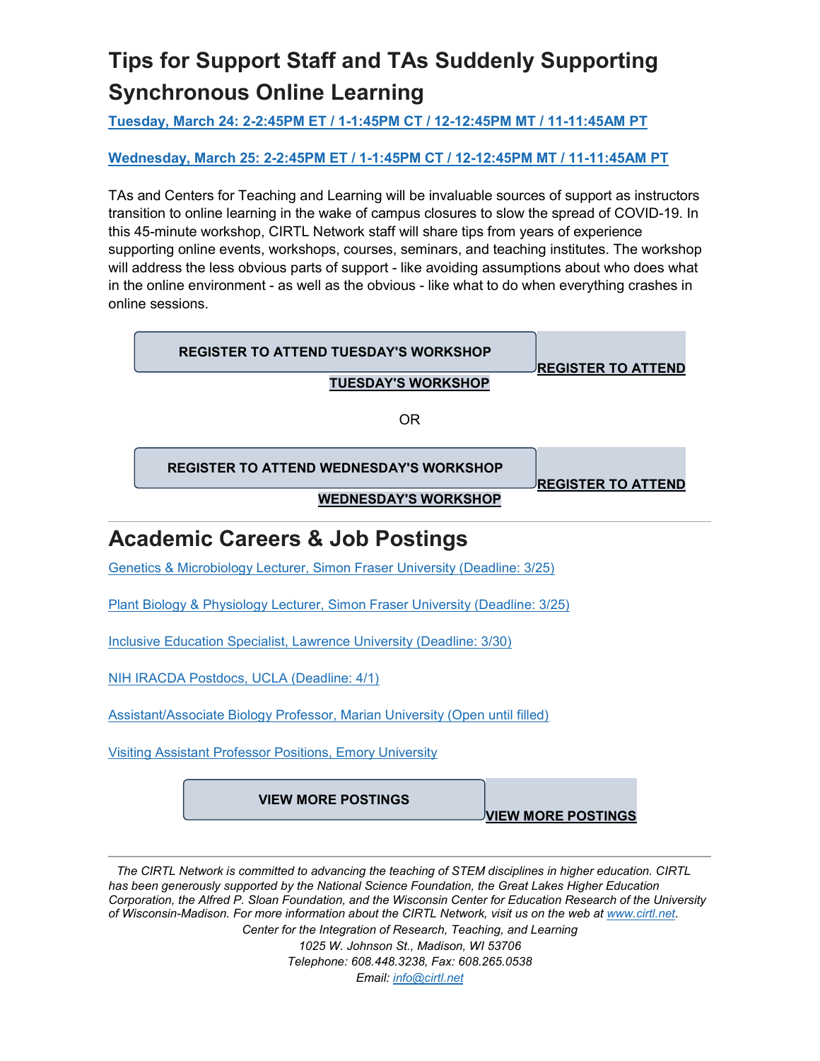## Tips for Support Staff and TAs Suddenly Supporting Synchronous Online Learning

**Tuesday, March 24: 2-2:45PM ET / 1-1:45PM CT / 12-12:45PM MT / 11-11:45AM PT**

**Wednesday, March 25: 2-2:45PM ET / 1-1:45PM CT / 12-12:45PM MT / 11-11:45AM PT**

TAs and Centers for Teaching and Learning will be invaluable sources of support as instructors transition to online learning in the wake of campus closures to slow the spread of COVID-19. In this 45-minute workshop, CIRTL Network staff will share tips from years of experience supporting online events, workshops, courses, seminars, and teaching institutes. The workshop will address the less obvious parts of support - like avoiding assumptions about who does what in the online environment - as well as the obvious - like what to do when everything crashes in online sessions.

**REGISTER TO ATTEND TUESDAY'S WORKSHOP**

OR

**REGISTER TO ATTEND WEDNESDAY'S WORKSHOP**

## Academic Careers & Job Postings

Genetics & Microbiology Lecturer, Simon Fraser University (Deadline: 3/25)

Plant Biology & Physiology Lecturer, Simon Fraser University (Deadline: 3/25)

Inclusive Education Specialist, Lawrence University (Deadline: 3/30)

NIH IRACDA Postdocs, UCLA (Deadline: 4/1)

Assistant/Associate Biology Professor, Marian University (Open until filled)

Visiting Assistant Professor Positions, Emory University

**VIEW MORE POSTINGS**

---

*The CIRTL Network is committed to advancing the teaching of STEM disciplines in higher education. CIRTL has been generously supported by the National Science Foundation, the Great Lakes Higher Education Corporation, the Alfred P. Sloan Foundation, and the Wisconsin Center for Education Research of the University of Wisconsin-Madison. For more information about the CIRTL Network, visit us on the web at www.cirtl.net.*

*Center for the Integration of Research, Teaching, and Learning*
*1025 W. Johnson St., Madison, WI 53706*
*Telephone: 608.448.3238, Fax: 608.265.0538*
*Email: info@cirtl.net*